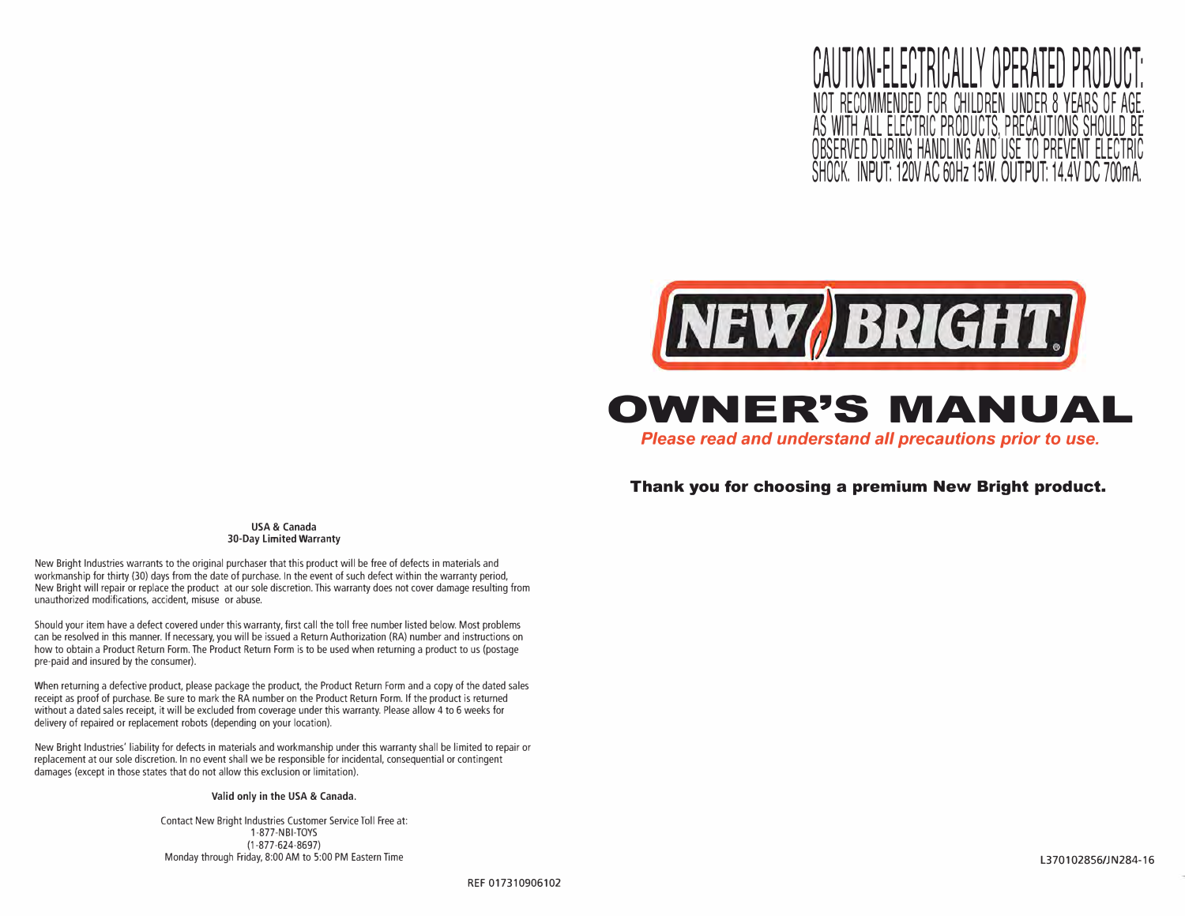**CAUTION-ELECTRICALLY OPERATED PRODUCT:**
NOT RECOMMENDED FOR CHILDREN UNDER 8 YEARS OF AGE. AS WITH ALL ELECTRIC PRODUCTS, PRECAUTIONS SHOULD BE OBSERVED DURING HANDLING AND USE TO PREVENT ELECTRIC SHOCK. INPUT: 120V AC 60Hz 15W. OUTPUT: 14.4V DC 700mA.

NEW BRIGHT®

# OWNER'S MANUAL

*Please read and understand all precautions prior to use.*

**Thank you for choosing a premium New Bright product.**

L370102856/JN284-16

## USA & Canada
## 30-Day Limited Warranty

New Bright Industries warrants to the original purchaser that this product will be free of defects in materials and workmanship for thirty (30) days from the date of purchase. In the event of such defect within the warranty period, New Bright will repair or replace the product at our sole discretion. This warranty does not cover damage resulting from unauthorized modifications, accident, misuse or abuse.

Should your item have a defect covered under this warranty, first call the toll free number listed below. Most problems can be resolved in this manner. If necessary, you will be issued a Return Authorization (RA) number and instructions on how to obtain a Product Return Form. The Product Return Form is to be used when returning a product to us (postage pre-paid and insured by the consumer).

When returning a defective product, please package the product, the Product Return Form and a copy of the dated sales receipt as proof of purchase. Be sure to mark the RA number on the Product Return Form. If the product is returned without a dated sales receipt, it will be excluded from coverage under this warranty. Please allow 4 to 6 weeks for delivery of repaired or replacement robots (depending on your location).

New Bright Industries' liability for defects in materials and workmanship under this warranty shall be limited to repair or replacement at our sole discretion. In no event shall we be responsible for incidental, consequential or contingent damages (except in those states that do not allow this exclusion or limitation).

**Valid only in the USA & Canada.**

Contact New Bright Industries Customer Service Toll Free at:
1-877-NBI-TOYS
(1-877-624-8697)
Monday through Friday, 8:00 AM to 5:00 PM Eastern Time

REF 017310906102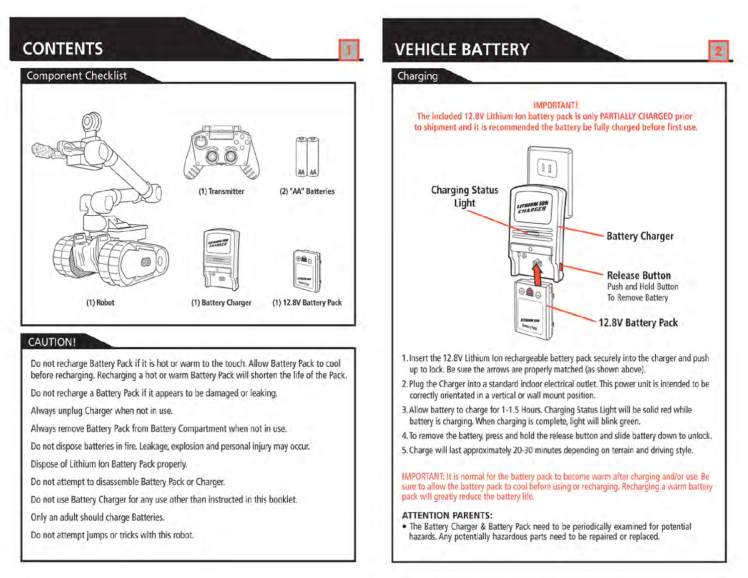# CONTENTS

## Component Checklist

(1) Robot

(1) Transmitter

(2) "AA" Batteries

(1) Battery Charger

(1) 12.8V Battery Pack

## CAUTION!

Do not recharge Battery Pack if it is hot or warm to the touch. Allow Battery Pack to cool before recharging. Recharging a hot or warm Battery Pack will shorten the life of the Pack.

Do not recharge a Battery Pack if it appears to be damaged or leaking.

Always unplug Charger when not in use.

Always remove Battery Pack from Battery Compartment when not in use.

Do not dispose batteries in fire. Leakage, explosion and personal injury may occur.

Dispose of Lithium Ion Battery Pack properly.

Do not attempt to disassemble Battery Pack or Charger.

Do not use Battery Charger for any use other than instructed in this booklet.

Only an adult should charge Batteries.

Do not attempt jumps or tricks with this robot.

# VEHICLE BATTERY

## Charging

**IMPORTANT!**
**The included 12.8V Lithium Ion battery pack is only PARTIALLY CHARGED prior to shipment and it is recommended the battery be fully charged before first use.**

Charging Status Light

Battery Charger

Release Button
Push and Hold Button To Remove Battery

12.8V Battery Pack

1. Insert the 12.8V Lithium Ion rechargeable battery pack securely into the charger and push up to lock. Be sure the arrows are properly matched (as shown above).
2. Plug the Charger into a standard indoor electrical outlet. This power unit is intended to be correctly orientated in a vertical or wall mount position.
3. Allow battery to charge for 1-1.5 Hours. Charging Status Light will be solid red while battery is charging. When charging is complete, light will blink green.
4. To remove the battery, press and hold the release button and slide battery down to unlock.
5. Charge will last approximately 20-30 minutes depending on terrain and driving style.

IMPORTANT: It is normal for the battery pack to become warm after charging and/or use. Be sure to allow the battery pack to cool before using or recharging. Recharging a warm battery pack will greatly reduce the battery life.

**ATTENTION PARENTS:**

- The Battery Charger & Battery Pack need to be periodically examined for potential hazards. Any potentially hazardous parts need to be repaired or replaced.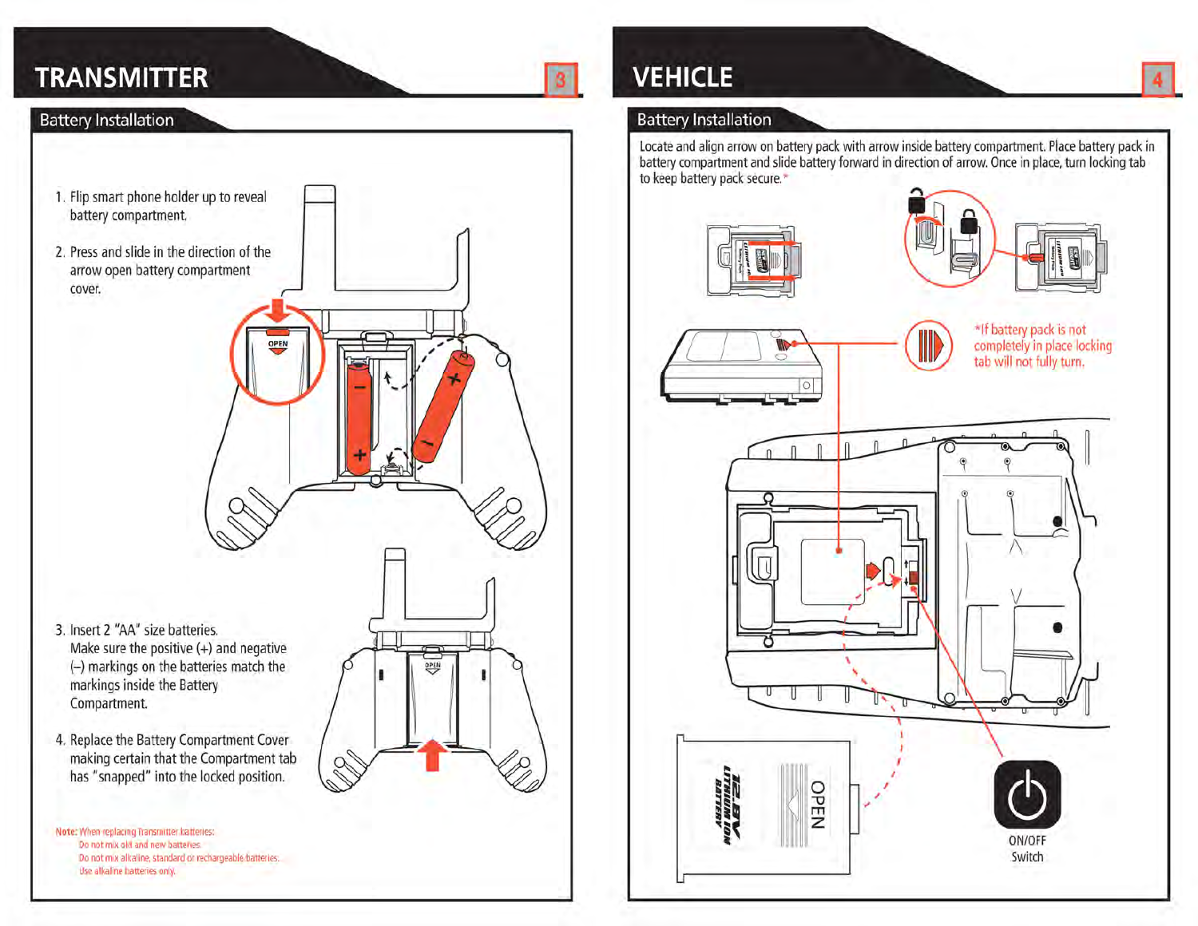# TRANSMITTER

## Battery Installation

1. Flip smart phone holder up to reveal battery compartment.
2. Press and slide in the direction of the arrow open battery compartment cover.
3. Insert 2 "AA" size batteries. Make sure the positive (+) and negative (–) markings on the batteries match the markings inside the Battery Compartment.
4. Replace the Battery Compartment Cover making certain that the Compartment tab has "snapped" into the locked position.

**Note:** When replacing Transmitter batteries:
Do not mix old and new batteries.
Do not mix alkaline, standard or rechargeable batteries.
Use alkaline batteries only.

# VEHICLE

## Battery Installation

Locate and align arrow on battery pack with arrow inside battery compartment. Place battery pack in battery compartment and slide battery forward in direction of arrow. Once in place, turn locking tab to keep battery pack secure.*

*If battery pack is not completely in place locking tab will not fully turn.

ON/OFF Switch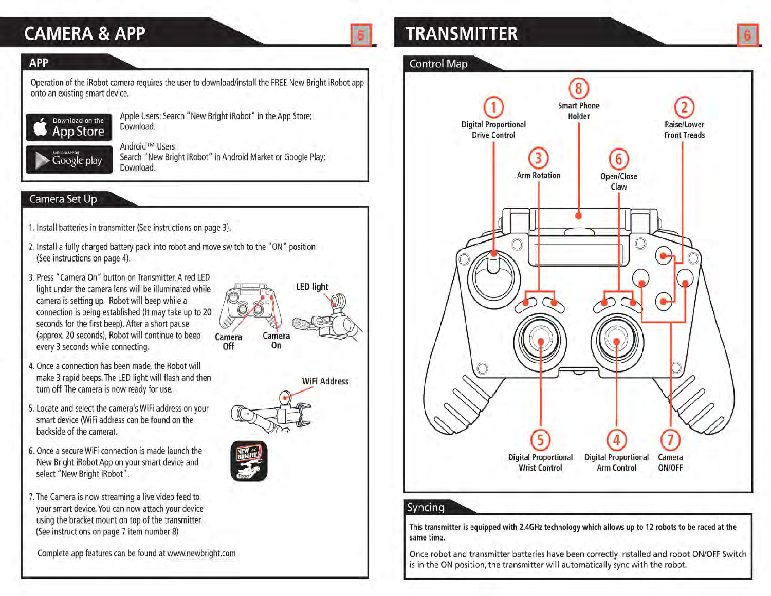# CAMERA & APP

## APP

Operation of the iRobot camera requires the user to download/install the FREE New Bright iRobot app onto an existing smart device.

Apple Users: Search "New Bright iRobot" in the App Store; Download.

Android™ Users:
Search "New Bright iRobot" in Android Market or Google Play; Download.

## Camera Set Up

1. Install batteries in transmitter (See instructions on page 3).
2. Install a fully charged battery pack into robot and move switch to the "ON" position (See instructions on page 4).
3. Press "Camera On" button on Transmitter. A red LED light under the camera lens will be illuminated while camera is setting up. Robot will beep while a connection is being established (It may take up to 20 seconds for the first beep). After a short pause (approx. 20 seconds), Robot will continue to beep every 3 seconds while connecting.
4. Once a connection has been made, the Robot will make 3 rapid beeps. The LED light will flash and then turn off. The camera is now ready for use.
5. Locate and select the camera's WiFi address on your smart device (WiFi address can be found on the backside of the camera).
6. Once a secure WiFi connection is made launch the New Bright iRobot App on your smart device and select "New Bright iRobot".
7. The Camera is now streaming a live video feed to your smart device. You can now attach your device using the bracket mount on top of the transmitter. (See instructions on page 7 item number 8)

Camera Off · Camera On · LED light · WiFi Address

Complete app features can be found at www.newbright.com

# TRANSMITTER

## Control Map

1. Digital Proportional Drive Control
2. Raise/Lower Front Treads
3. Arm Rotation
4. Digital Proportional Arm Control
5. Digital Proportional Wrist Control
6. Open/Close Claw
7. Camera ON/OFF
8. Smart Phone Holder

## Syncing

**This transmitter is equipped with 2.4GHz technology which allows up to 12 robots to be raced at the same time.**

Once robot and transmitter batteries have been correctly installed and robot ON/OFF Switch is in the ON position, the transmitter will automatically sync with the robot.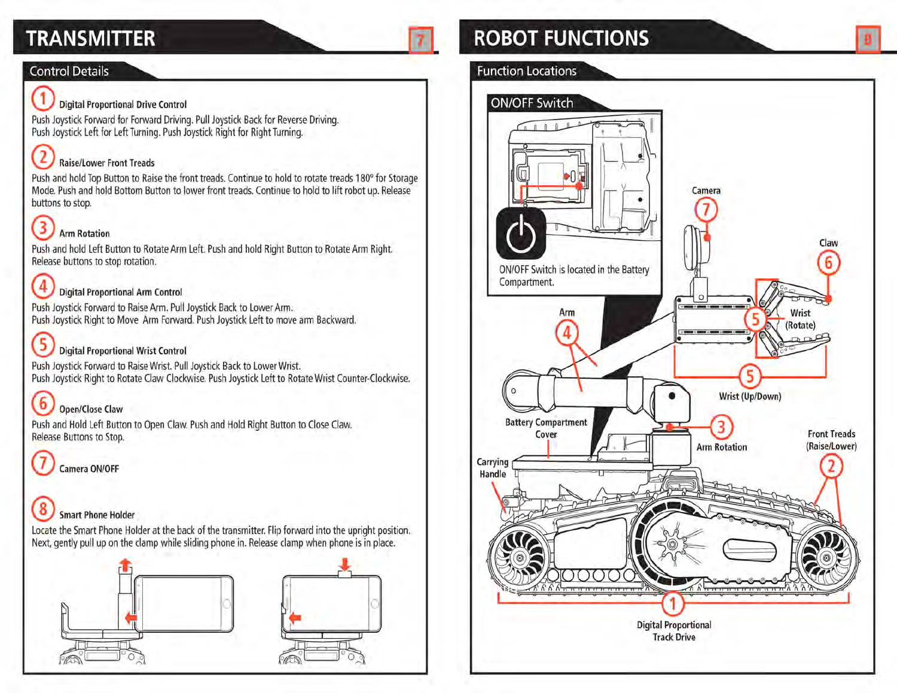# TRANSMITTER

## Control Details

**1 Digital Proportional Drive Control**

Push Joystick Forward for Forward Driving. Pull Joystick Back for Reverse Driving.
Push Joystick Left for Left Turning. Push Joystick Right for Right Turning.

**2 Raise/Lower Front Treads**

Push and hold Top Button to Raise the front treads. Continue to hold to rotate treads 180° for Storage Mode. Push and hold Bottom Button to lower front treads. Continue to hold to lift robot up. Release buttons to stop.

**3 Arm Rotation**

Push and hold Left Button to Rotate Arm Left. Push and hold Right Button to Rotate Arm Right.
Release buttons to stop rotation.

**4 Digital Proportional Arm Control**

Push Joystick Forward to Raise Arm. Pull Joystick Back to Lower Arm.
Push Joystick Right to Move Arm Forward. Push Joystick Left to move arm Backward.

**5 Digital Proportional Wrist Control**

Push Joystick Forward to Raise Wrist. Pull Joystick Back to Lower Wrist.
Push Joystick Right to Rotate Claw Clockwise. Push Joystick Left to Rotate Wrist Counter-Clockwise.

**6 Open/Close Claw**

Push and Hold Left Button to Open Claw. Push and Hold Right Button to Close Claw.
Release Buttons to Stop.

**7 Camera ON/OFF**

**8 Smart Phone Holder**

Locate the Smart Phone Holder at the back of the transmitter. Flip forward into the upright position. Next, gently pull up on the clamp while sliding phone in. Release clamp when phone is in place.

# ROBOT FUNCTIONS

## Function Locations

### ON/OFF Switch

ON/OFF Switch is located in the Battery Compartment.

Camera (7)

Claw (6)

Wrist (Rotate) (5)

Arm (4)

Wrist (Up/Down) (5)

Battery Compartment Cover

Arm Rotation (3)

Front Treads (Raise/Lower) (2)

Carrying Handle

Digital Proportional Track Drive (1)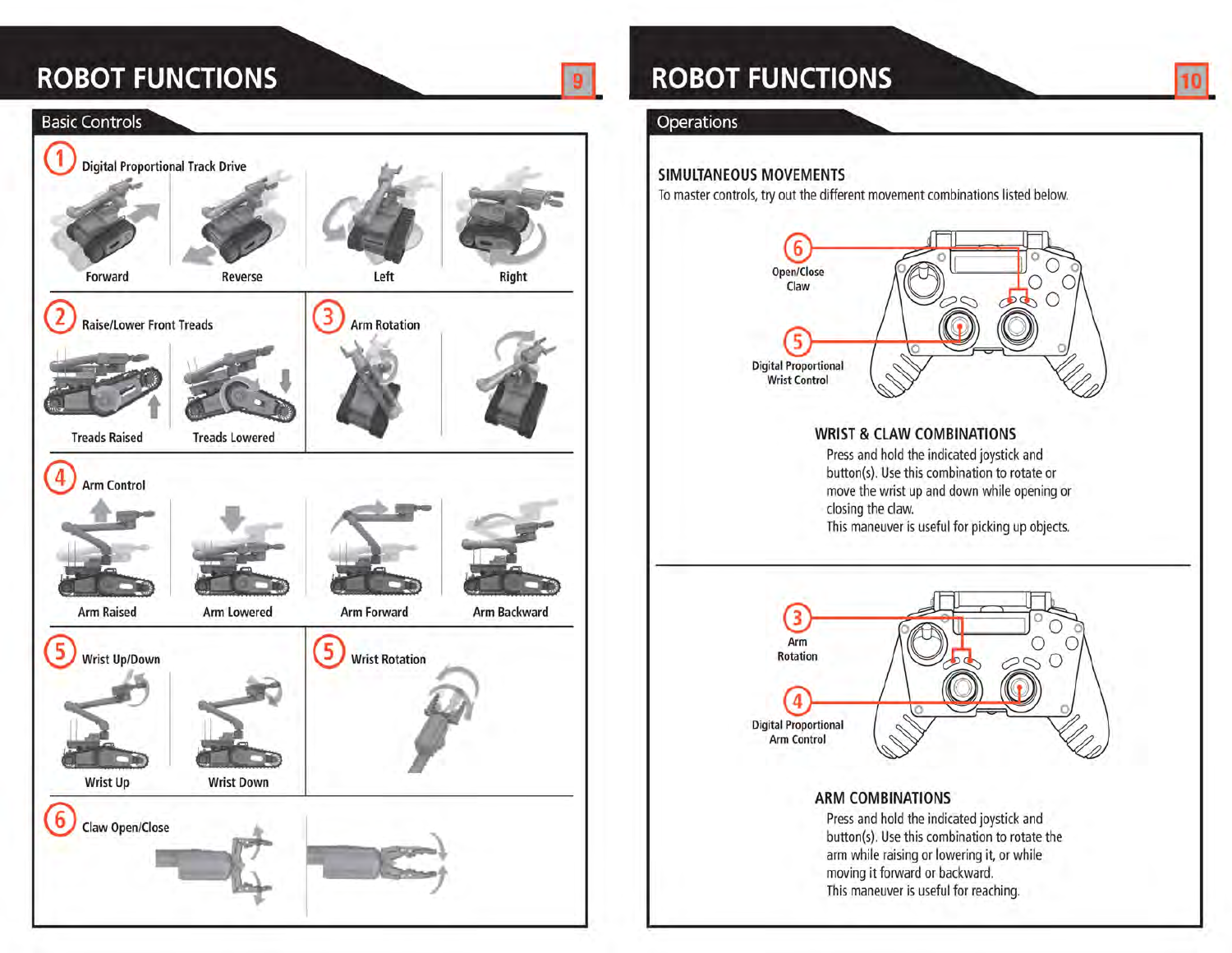# ROBOT FUNCTIONS

## Basic Controls

**1** Digital Proportional Track Drive

Forward

Reverse

Left

Right

**2** Raise/Lower Front Treads

Treads Raised

Treads Lowered

**3** Arm Rotation

**4** Arm Control

Arm Raised

Arm Lowered

Arm Forward

Arm Backward

**5** Wrist Up/Down

Wrist Up

Wrist Down

**5** Wrist Rotation

**6** Claw Open/Close

# ROBOT FUNCTIONS

## Operations

### SIMULTANEOUS MOVEMENTS

To master controls, try out the different movement combinations listed below.

**6** Open/Close Claw

**5** Digital Proportional Wrist Control

### WRIST & CLAW COMBINATIONS

Press and hold the indicated joystick and button(s). Use this combination to rotate or move the wrist up and down while opening or closing the claw.
This maneuver is useful for picking up objects.

**3** Arm Rotation

**4** Digital Proportional Arm Control

### ARM COMBINATIONS

Press and hold the indicated joystick and button(s). Use this combination to rotate the arm while raising or lowering it, or while moving it forward or backward.
This maneuver is useful for reaching.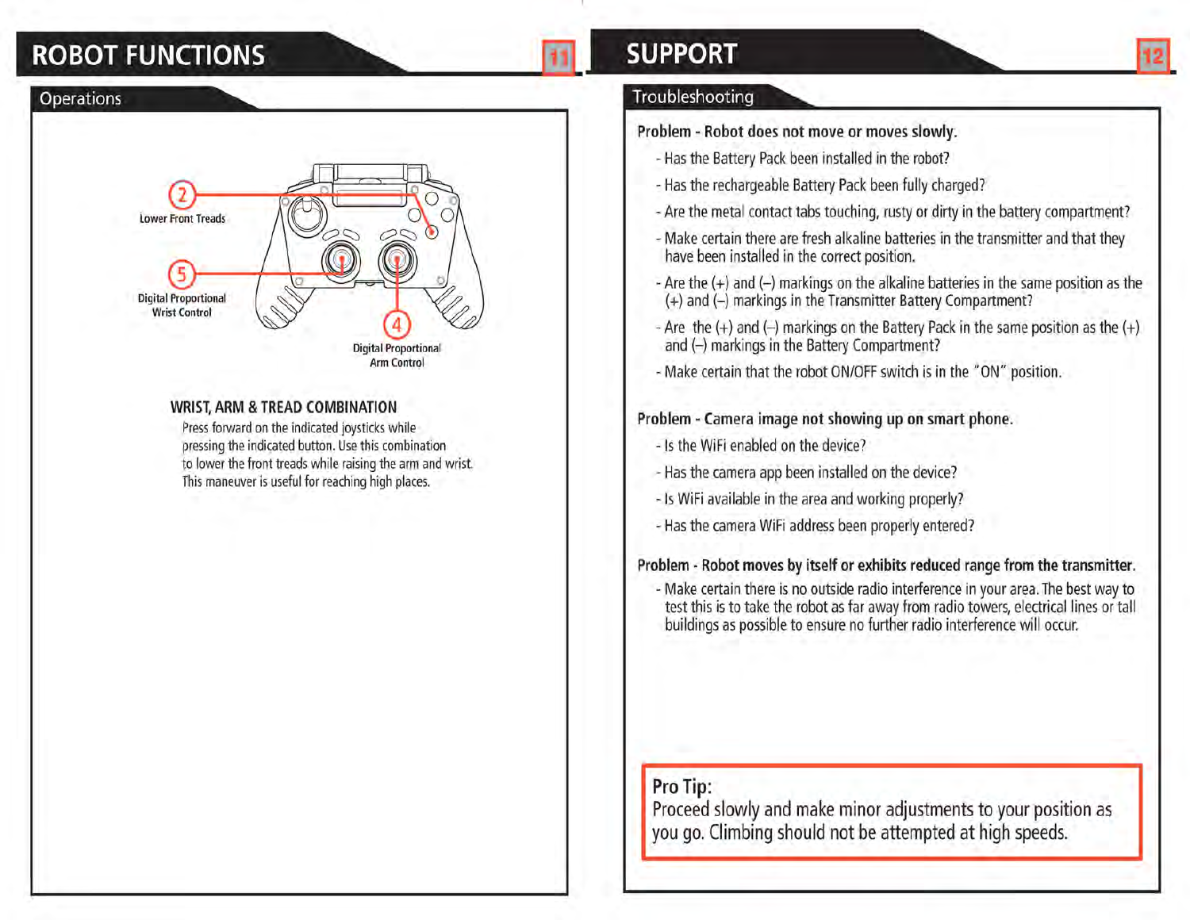# ROBOT FUNCTIONS

## Operations

2 Lower Front Treads

5 Digital Proportional Wrist Control

4 Digital Proportional Arm Control

### WRIST, ARM & TREAD COMBINATION

Press forward on the indicated joysticks while pressing the indicated button. Use this combination to lower the front treads while raising the arm and wrist. This maneuver is useful for reaching high places.

# SUPPORT

## Troubleshooting

**Problem - Robot does not move or moves slowly.**

- Has the Battery Pack been installed in the robot?
- Has the rechargeable Battery Pack been fully charged?
- Are the metal contact tabs touching, rusty or dirty in the battery compartment?
- Make certain there are fresh alkaline batteries in the transmitter and that they have been installed in the correct position.
- Are the (+) and (–) markings on the alkaline batteries in the same position as the (+) and (–) markings in the Transmitter Battery Compartment?
- Are the (+) and (–) markings on the Battery Pack in the same position as the (+) and (–) markings in the Battery Compartment?
- Make certain that the robot ON/OFF switch is in the "ON" position.

**Problem - Camera image not showing up on smart phone.**

- Is the WiFi enabled on the device?
- Has the camera app been installed on the device?
- Is WiFi available in the area and working properly?
- Has the camera WiFi address been properly entered?

**Problem - Robot moves by itself or exhibits reduced range from the transmitter.**

- Make certain there is no outside radio interference in your area. The best way to test this is to take the robot as far away from radio towers, electrical lines or tall buildings as possible to ensure no further radio interference will occur.

**Pro Tip:**
Proceed slowly and make minor adjustments to your position as you go. Climbing should not be attempted at high speeds.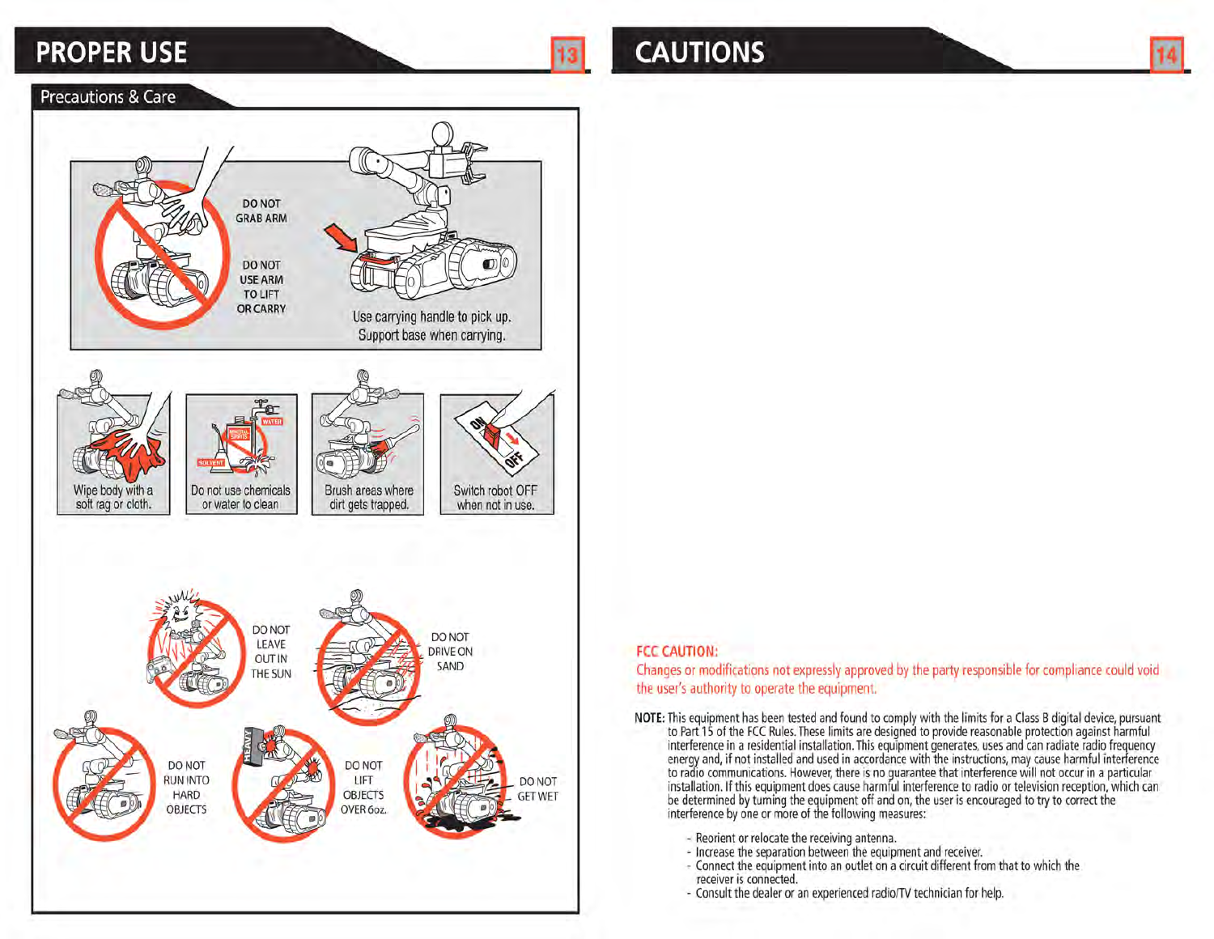# PROPER USE

## Precautions & Care

DO NOT GRAB ARM

DO NOT USE ARM TO LIFT OR CARRY

Use carrying handle to pick up. Support base when carrying.

Wipe body with a soft rag or cloth.

Do not use chemicals or water to clean

Brush areas where dirt gets trapped.

Switch robot OFF when not in use.

DO NOT LEAVE OUT IN THE SUN

DO NOT DRIVE ON SAND

DO NOT RUN INTO HARD OBJECTS

DO NOT LIFT OBJECTS OVER 6oz.

DO NOT GET WET

# CAUTIONS

**FCC CAUTION:**

Changes or modifications not expressly approved by the party responsible for compliance could void the user's authority to operate the equipment.

**NOTE:** This equipment has been tested and found to comply with the limits for a Class B digital device, pursuant to Part 15 of the FCC Rules. These limits are designed to provide reasonable protection against harmful interference in a residential installation. This equipment generates, uses and can radiate radio frequency energy and, if not installed and used in accordance with the instructions, may cause harmful interference to radio communications. However, there is no guarantee that interference will not occur in a particular installation. If this equipment does cause harmful interference to radio or television reception, which can be determined by turning the equipment off and on, the user is encouraged to try to correct the interference by one or more of the following measures:

- Reorient or relocate the receiving antenna.
- Increase the separation between the equipment and receiver.
- Connect the equipment into an outlet on a circuit different from that to which the receiver is connected.
- Consult the dealer or an experienced radio/TV technician for help.